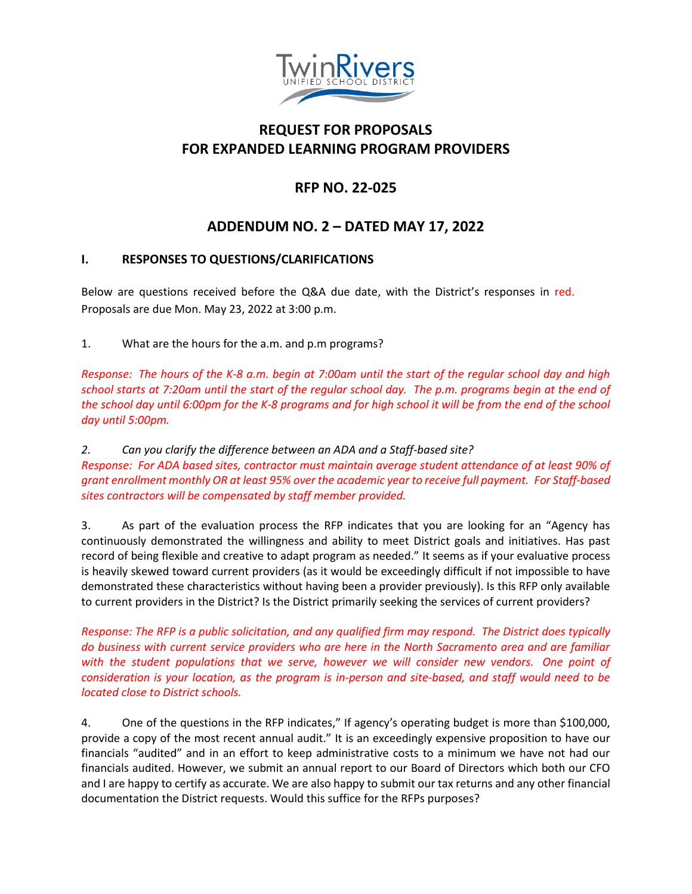TwinRivers
UNIFIED SCHOOL DISTRICT

# REQUEST FOR PROPOSALS FOR EXPANDED LEARNING PROGRAM PROVIDERS

## RFP NO. 22-025

## ADDENDUM NO. 2 – DATED MAY 17, 2022

### I. RESPONSES TO QUESTIONS/CLARIFICATIONS

Below are questions received before the Q&A due date, with the District's responses in red. Proposals are due Mon. May 23, 2022 at 3:00 p.m.

1. What are the hours for the a.m. and p.m programs?

*Response: The hours of the K-8 a.m. begin at 7:00am until the start of the regular school day and high school starts at 7:20am until the start of the regular school day. The p.m. programs begin at the end of the school day until 6:00pm for the K-8 programs and for high school it will be from the end of the school day until 5:00pm.*

2. *Can you clarify the difference between an ADA and a Staff-based site?*

*Response: For ADA based sites, contractor must maintain average student attendance of at least 90% of grant enrollment monthly OR at least 95% over the academic year to receive full payment. For Staff-based sites contractors will be compensated by staff member provided.*

3. As part of the evaluation process the RFP indicates that you are looking for an "Agency has continuously demonstrated the willingness and ability to meet District goals and initiatives. Has past record of being flexible and creative to adapt program as needed." It seems as if your evaluative process is heavily skewed toward current providers (as it would be exceedingly difficult if not impossible to have demonstrated these characteristics without having been a provider previously). Is this RFP only available to current providers in the District? Is the District primarily seeking the services of current providers?

*Response: The RFP is a public solicitation, and any qualified firm may respond. The District does typically do business with current service providers who are here in the North Sacramento area and are familiar with the student populations that we serve, however we will consider new vendors. One point of consideration is your location, as the program is in-person and site-based, and staff would need to be located close to District schools.*

4. One of the questions in the RFP indicates," If agency's operating budget is more than $100,000, provide a copy of the most recent annual audit." It is an exceedingly expensive proposition to have our financials "audited" and in an effort to keep administrative costs to a minimum we have not had our financials audited. However, we submit an annual report to our Board of Directors which both our CFO and I are happy to certify as accurate. We are also happy to submit our tax returns and any other financial documentation the District requests. Would this suffice for the RFPs purposes?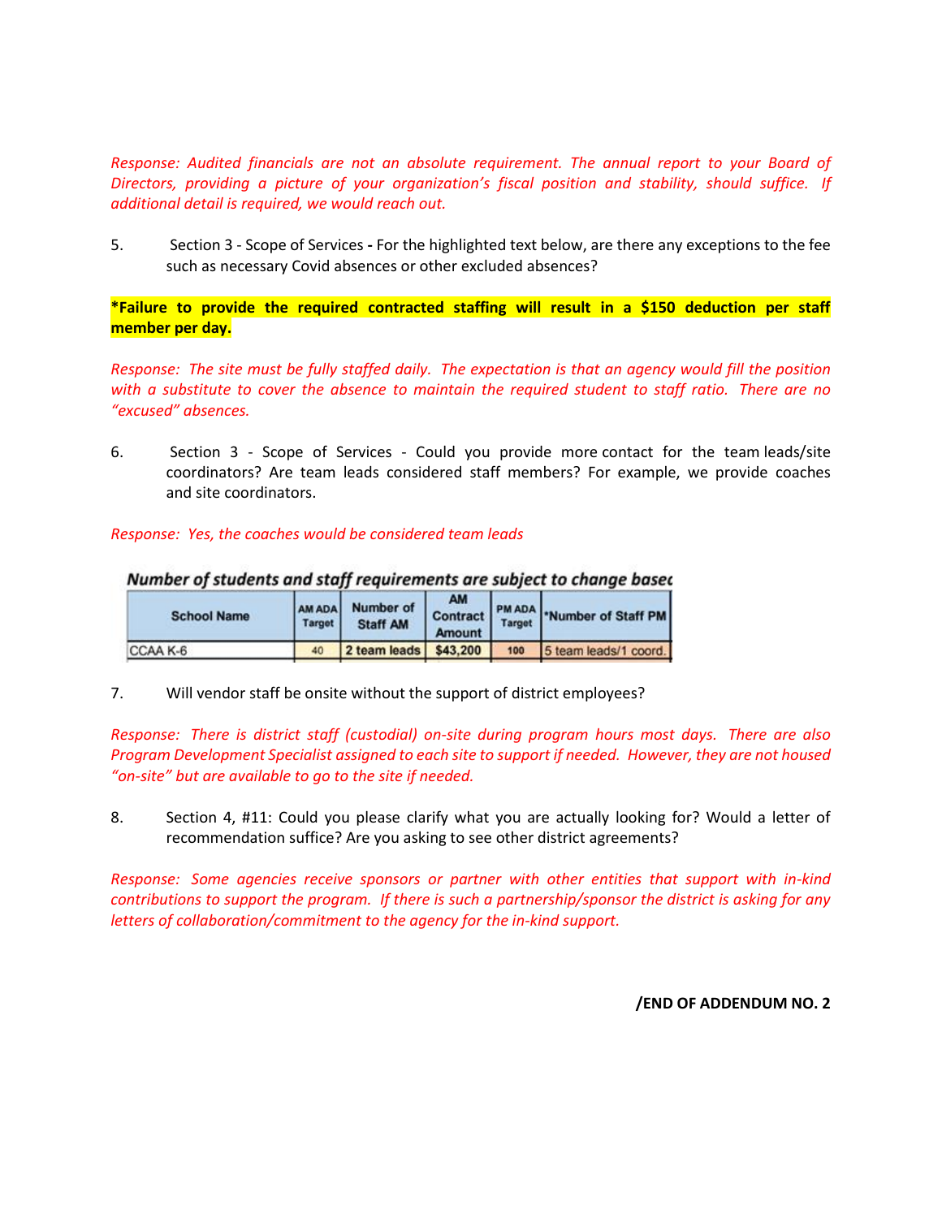*Response: Audited financials are not an absolute requirement. The annual report to your Board of Directors, providing a picture of your organization's fiscal position and stability, should suffice. If additional detail is required, we would reach out.*

5. Section 3 - Scope of Services **-** For the highlighted text below, are there any exceptions to the fee such as necessary Covid absences or other excluded absences?

***Failure to provide the required contracted staffing will result in a $150 deduction per staff member per day.**

*Response: The site must be fully staffed daily. The expectation is that an agency would fill the position with a substitute to cover the absence to maintain the required student to staff ratio. There are no "excused" absences.*

6. Section 3 - Scope of Services - Could you provide more contact for the team leads/site coordinators? Are team leads considered staff members? For example, we provide coaches and site coordinators.

*Response: Yes, the coaches would be considered team leads*

***Number of students and staff requirements are subject to change basec***

| School Name | AM ADA Target | Number of Staff AM | AM Contract Amount | PM ADA Target | *Number of Staff PM |
|---|---|---|---|---|---|
| CCAA K-6 | 40 | 2 team leads | $43,200 | 100 | 5 team leads/1 coord. |

7. Will vendor staff be onsite without the support of district employees?

*Response: There is district staff (custodial) on-site during program hours most days. There are also Program Development Specialist assigned to each site to support if needed. However, they are not housed "on-site" but are available to go to the site if needed.*

8. Section 4, #11: Could you please clarify what you are actually looking for? Would a letter of recommendation suffice? Are you asking to see other district agreements?

*Response: Some agencies receive sponsors or partner with other entities that support with in-kind contributions to support the program. If there is such a partnership/sponsor the district is asking for any letters of collaboration/commitment to the agency for the in-kind support.*

**/END OF ADDENDUM NO. 2**